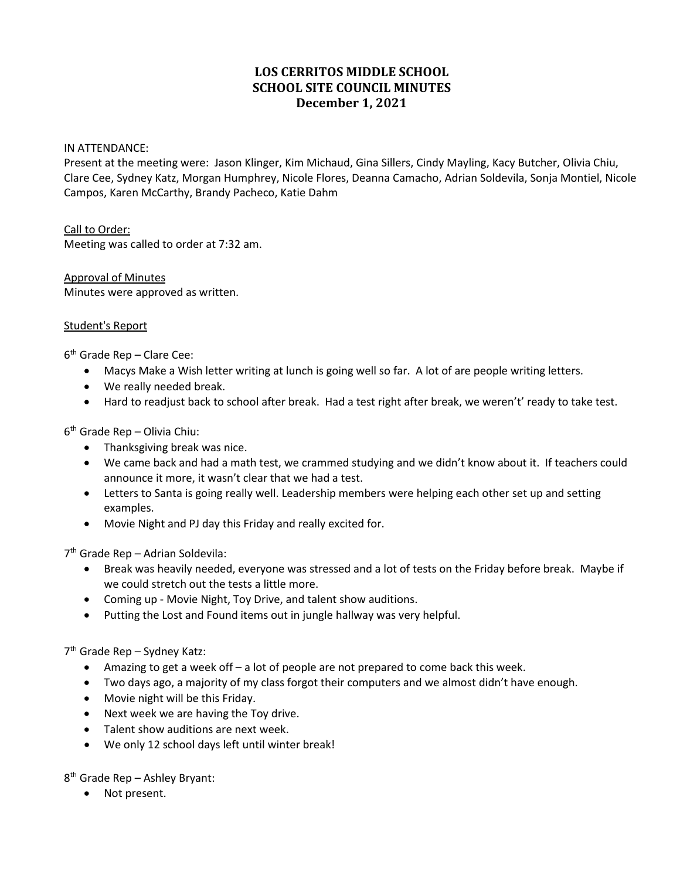# LOS CERRITOS MIDDLE SCHOOL
## SCHOOL SITE COUNCIL MINUTES
### December 1, 2021

IN ATTENDANCE:

Present at the meeting were: Jason Klinger, Kim Michaud, Gina Sillers, Cindy Mayling, Kacy Butcher, Olivia Chiu, Clare Cee, Sydney Katz, Morgan Humphrey, Nicole Flores, Deanna Camacho, Adrian Soldevila, Sonja Montiel, Nicole Campos, Karen McCarthy, Brandy Pacheco, Katie Dahm

Call to Order:

Meeting was called to order at 7:32 am.

Approval of Minutes

Minutes were approved as written.

Student's Report

6th Grade Rep – Clare Cee:

- Macys Make a Wish letter writing at lunch is going well so far. A lot of are people writing letters.
- We really needed break.
- Hard to readjust back to school after break. Had a test right after break, we weren't' ready to take test.

6th Grade Rep – Olivia Chiu:

- Thanksgiving break was nice.
- We came back and had a math test, we crammed studying and we didn't know about it. If teachers could announce it more, it wasn't clear that we had a test.
- Letters to Santa is going really well. Leadership members were helping each other set up and setting examples.
- Movie Night and PJ day this Friday and really excited for.

7th Grade Rep – Adrian Soldevila:

- Break was heavily needed, everyone was stressed and a lot of tests on the Friday before break. Maybe if we could stretch out the tests a little more.
- Coming up - Movie Night, Toy Drive, and talent show auditions.
- Putting the Lost and Found items out in jungle hallway was very helpful.

7th Grade Rep – Sydney Katz:

- Amazing to get a week off – a lot of people are not prepared to come back this week.
- Two days ago, a majority of my class forgot their computers and we almost didn't have enough.
- Movie night will be this Friday.
- Next week we are having the Toy drive.
- Talent show auditions are next week.
- We only 12 school days left until winter break!

8th Grade Rep – Ashley Bryant:

- Not present.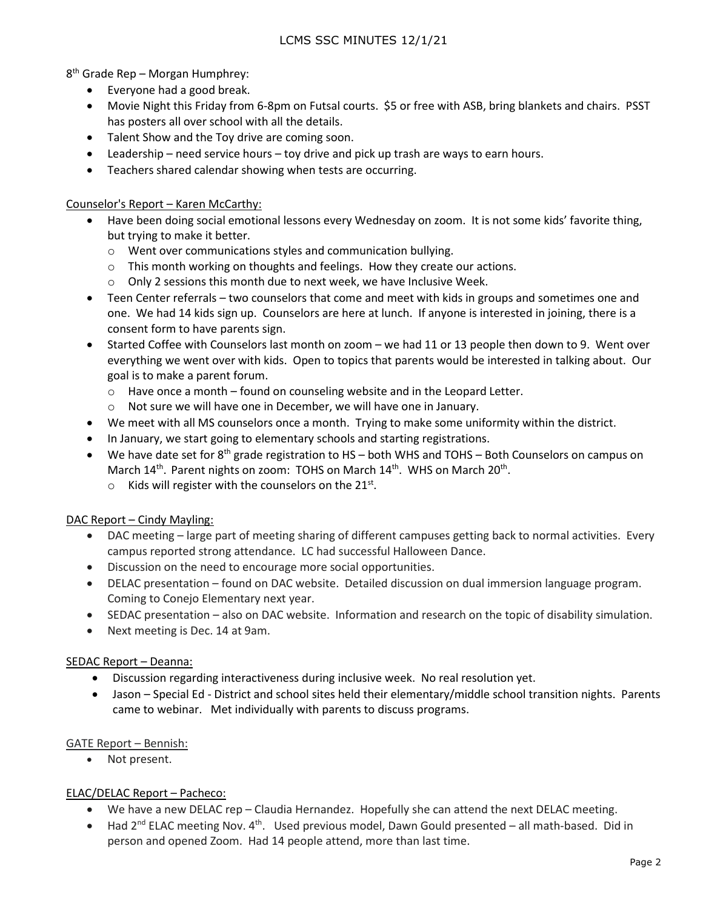8th Grade Rep – Morgan Humphrey:

- Everyone had a good break.
- Movie Night this Friday from 6-8pm on Futsal courts. $5 or free with ASB, bring blankets and chairs. PSST has posters all over school with all the details.
- Talent Show and the Toy drive are coming soon.
- Leadership – need service hours – toy drive and pick up trash are ways to earn hours.
- Teachers shared calendar showing when tests are occurring.

Counselor's Report – Karen McCarthy:

- Have been doing social emotional lessons every Wednesday on zoom. It is not some kids' favorite thing, but trying to make it better.
  - Went over communications styles and communication bullying.
  - This month working on thoughts and feelings. How they create our actions.
  - Only 2 sessions this month due to next week, we have Inclusive Week.
- Teen Center referrals – two counselors that come and meet with kids in groups and sometimes one and one. We had 14 kids sign up. Counselors are here at lunch. If anyone is interested in joining, there is a consent form to have parents sign.
- Started Coffee with Counselors last month on zoom – we had 11 or 13 people then down to 9. Went over everything we went over with kids. Open to topics that parents would be interested in talking about. Our goal is to make a parent forum.
  - Have once a month – found on counseling website and in the Leopard Letter.
  - Not sure we will have one in December, we will have one in January.
- We meet with all MS counselors once a month. Trying to make some uniformity within the district.
- In January, we start going to elementary schools and starting registrations.
- We have date set for 8th grade registration to HS – both WHS and TOHS – Both Counselors on campus on March 14th. Parent nights on zoom: TOHS on March 14th. WHS on March 20th.
  - Kids will register with the counselors on the 21st.

DAC Report – Cindy Mayling:

- DAC meeting – large part of meeting sharing of different campuses getting back to normal activities. Every campus reported strong attendance. LC had successful Halloween Dance.
- Discussion on the need to encourage more social opportunities.
- DELAC presentation – found on DAC website. Detailed discussion on dual immersion language program. Coming to Conejo Elementary next year.
- SEDAC presentation – also on DAC website. Information and research on the topic of disability simulation.
- Next meeting is Dec. 14 at 9am.

SEDAC Report – Deanna:

- Discussion regarding interactiveness during inclusive week. No real resolution yet.
- Jason – Special Ed - District and school sites held their elementary/middle school transition nights. Parents came to webinar. Met individually with parents to discuss programs.

GATE Report – Bennish:

- Not present.

ELAC/DELAC Report – Pacheco:

- We have a new DELAC rep – Claudia Hernandez. Hopefully she can attend the next DELAC meeting.
- Had 2nd ELAC meeting Nov. 4th. Used previous model, Dawn Gould presented – all math-based. Did in person and opened Zoom. Had 14 people attend, more than last time.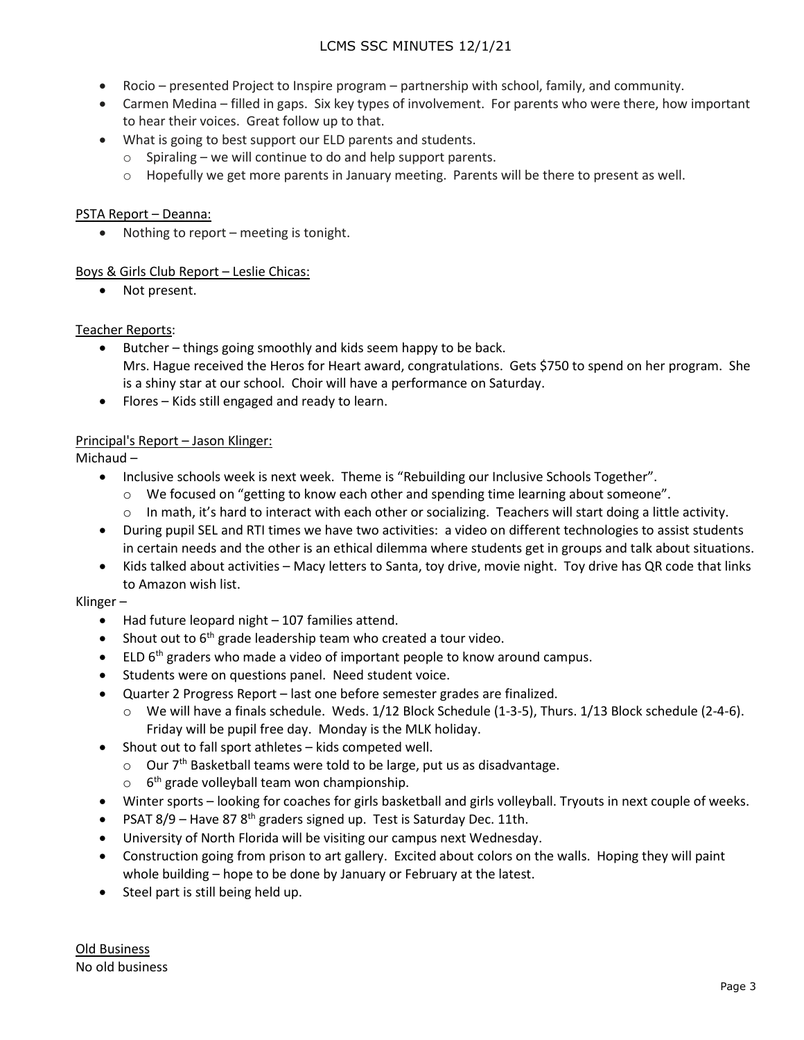- Rocio – presented Project to Inspire program – partnership with school, family, and community.
- Carmen Medina – filled in gaps. Six key types of involvement. For parents who were there, how important to hear their voices. Great follow up to that.
- What is going to best support our ELD parents and students.
  - Spiraling – we will continue to do and help support parents.
  - Hopefully we get more parents in January meeting. Parents will be there to present as well.

PSTA Report – Deanna:

- Nothing to report – meeting is tonight.

Boys & Girls Club Report – Leslie Chicas:

- Not present.

Teacher Reports:

- Butcher – things going smoothly and kids seem happy to be back.
  Mrs. Hague received the Heros for Heart award, congratulations. Gets $750 to spend on her program. She is a shiny star at our school. Choir will have a performance on Saturday.
- Flores – Kids still engaged and ready to learn.

Principal's Report – Jason Klinger:

Michaud –

- Inclusive schools week is next week. Theme is "Rebuilding our Inclusive Schools Together".
  - We focused on "getting to know each other and spending time learning about someone".
  - In math, it's hard to interact with each other or socializing. Teachers will start doing a little activity.
- During pupil SEL and RTI times we have two activities: a video on different technologies to assist students in certain needs and the other is an ethical dilemma where students get in groups and talk about situations.
- Kids talked about activities – Macy letters to Santa, toy drive, movie night. Toy drive has QR code that links to Amazon wish list.

Klinger –

- Had future leopard night – 107 families attend.
- Shout out to 6th grade leadership team who created a tour video.
- ELD 6th graders who made a video of important people to know around campus.
- Students were on questions panel. Need student voice.
- Quarter 2 Progress Report – last one before semester grades are finalized.
  - We will have a finals schedule. Weds. 1/12 Block Schedule (1-3-5), Thurs. 1/13 Block schedule (2-4-6). Friday will be pupil free day. Monday is the MLK holiday.
- Shout out to fall sport athletes – kids competed well.
  - Our 7th Basketball teams were told to be large, put us as disadvantage.
  - 6th grade volleyball team won championship.
- Winter sports – looking for coaches for girls basketball and girls volleyball. Tryouts in next couple of weeks.
- PSAT 8/9 – Have 87 8th graders signed up. Test is Saturday Dec. 11th.
- University of North Florida will be visiting our campus next Wednesday.
- Construction going from prison to art gallery. Excited about colors on the walls. Hoping they will paint whole building – hope to be done by January or February at the latest.
- Steel part is still being held up.

Old Business

No old business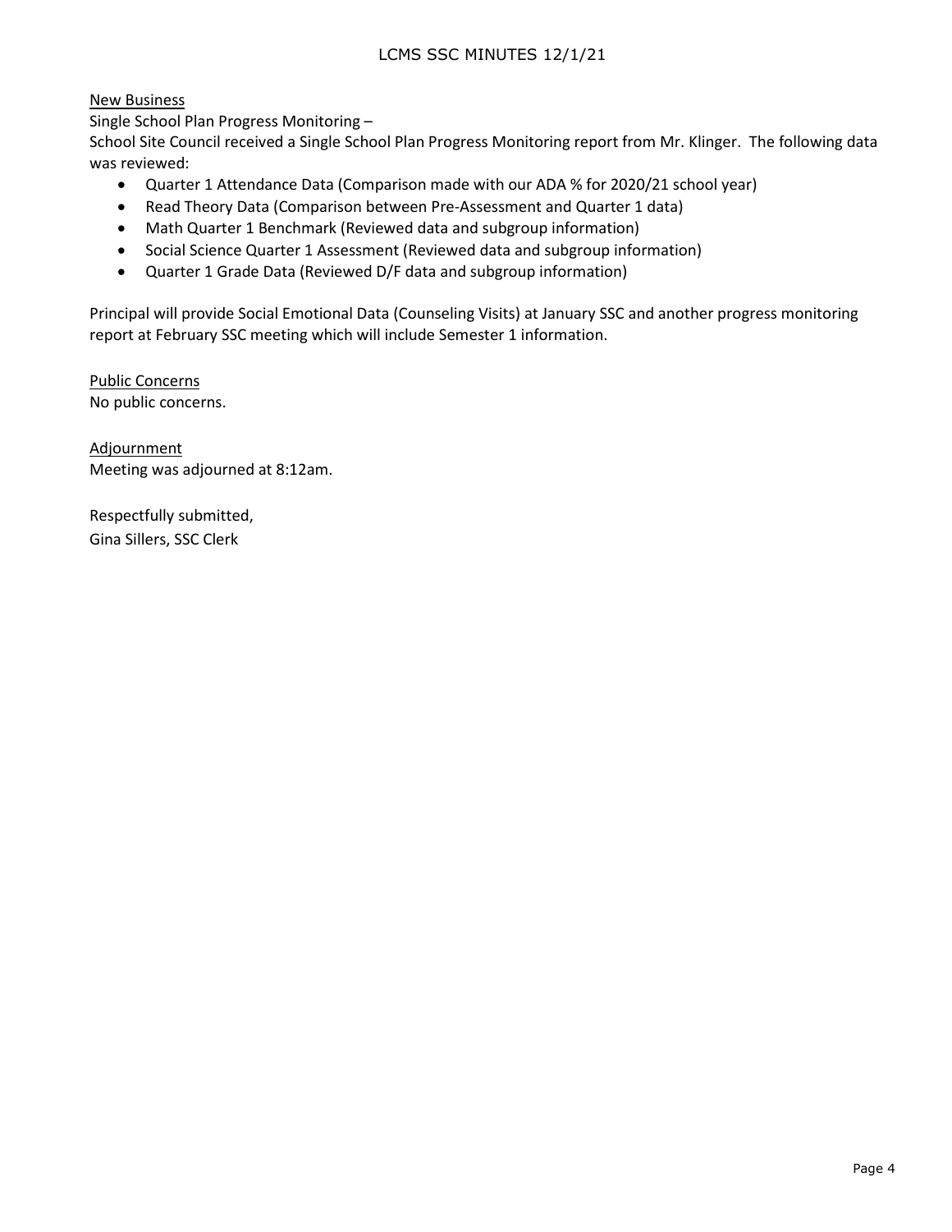<u>New Business</u>

Single School Plan Progress Monitoring –

School Site Council received a Single School Plan Progress Monitoring report from Mr. Klinger. The following data was reviewed:

- Quarter 1 Attendance Data (Comparison made with our ADA % for 2020/21 school year)
- Read Theory Data (Comparison between Pre-Assessment and Quarter 1 data)
- Math Quarter 1 Benchmark (Reviewed data and subgroup information)
- Social Science Quarter 1 Assessment (Reviewed data and subgroup information)
- Quarter 1 Grade Data (Reviewed D/F data and subgroup information)

Principal will provide Social Emotional Data (Counseling Visits) at January SSC and another progress monitoring report at February SSC meeting which will include Semester 1 information.

<u>Public Concerns</u>

No public concerns.

<u>Adjournment</u>

Meeting was adjourned at 8:12am.

Respectfully submitted,
Gina Sillers, SSC Clerk